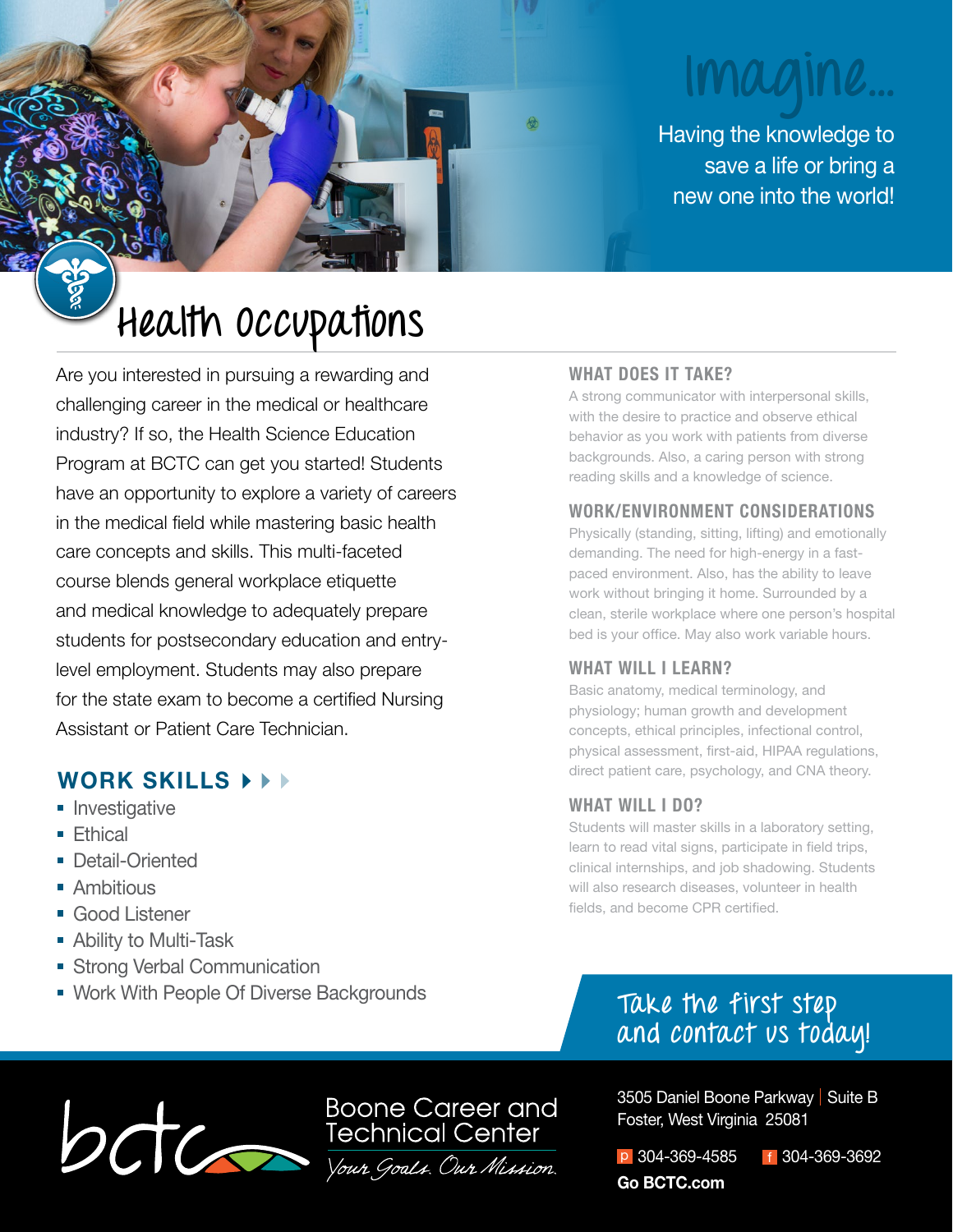# Imagine...

Having the knowledge to save a life or bring a new one into the world!

# Health Occupations

Are you interested in pursuing a rewarding and challenging career in the medical or healthcare industry? If so, the Health Science Education Program at BCTC can get you started! Students have an opportunity to explore a variety of careers in the medical field while mastering basic health care concepts and skills. This multi-faceted course blends general workplace etiquette and medical knowledge to adequately prepare students for postsecondary education and entry-level employment. Students may also prepare for the state exam to become a certified Nursing Assistant or Patient Care Technician.

## WORK SKILLS

- Investigative
- Ethical
- Detail-Oriented
- Ambitious
- Good Listener
- Ability to Multi-Task
- Strong Verbal Communication
- Work With People Of Diverse Backgrounds

## WHAT DOES IT TAKE?

A strong communicator with interpersonal skills, with the desire to practice and observe ethical behavior as you work with patients from diverse backgrounds. Also, a caring person with strong reading skills and a knowledge of science.

## WORK/ENVIRONMENT CONSIDERATIONS

Physically (standing, sitting, lifting) and emotionally demanding. The need for high-energy in a fast-paced environment. Also, has the ability to leave work without bringing it home. Surrounded by a clean, sterile workplace where one person's hospital bed is your office. May also work variable hours.

## WHAT WILL I LEARN?

Basic anatomy, medical terminology, and physiology; human growth and development concepts, ethical principles, infectional control, physical assessment, first-aid, HIPAA regulations, direct patient care, psychology, and CNA theory.

## WHAT WILL I DO?

Students will master skills in a laboratory setting, learn to read vital signs, participate in field trips, clinical internships, and job shadowing. Students will also research diseases, volunteer in health fields, and become CPR certified.

**Take the first step and contact us today!**

bctc — Boone Career and Technical Center
*Your Goals. Our Mission.*

3505 Daniel Boone Parkway | Suite B
Foster, West Virginia 25081

p 304-369-4585 f 304-369-3692

**Go BCTC.com**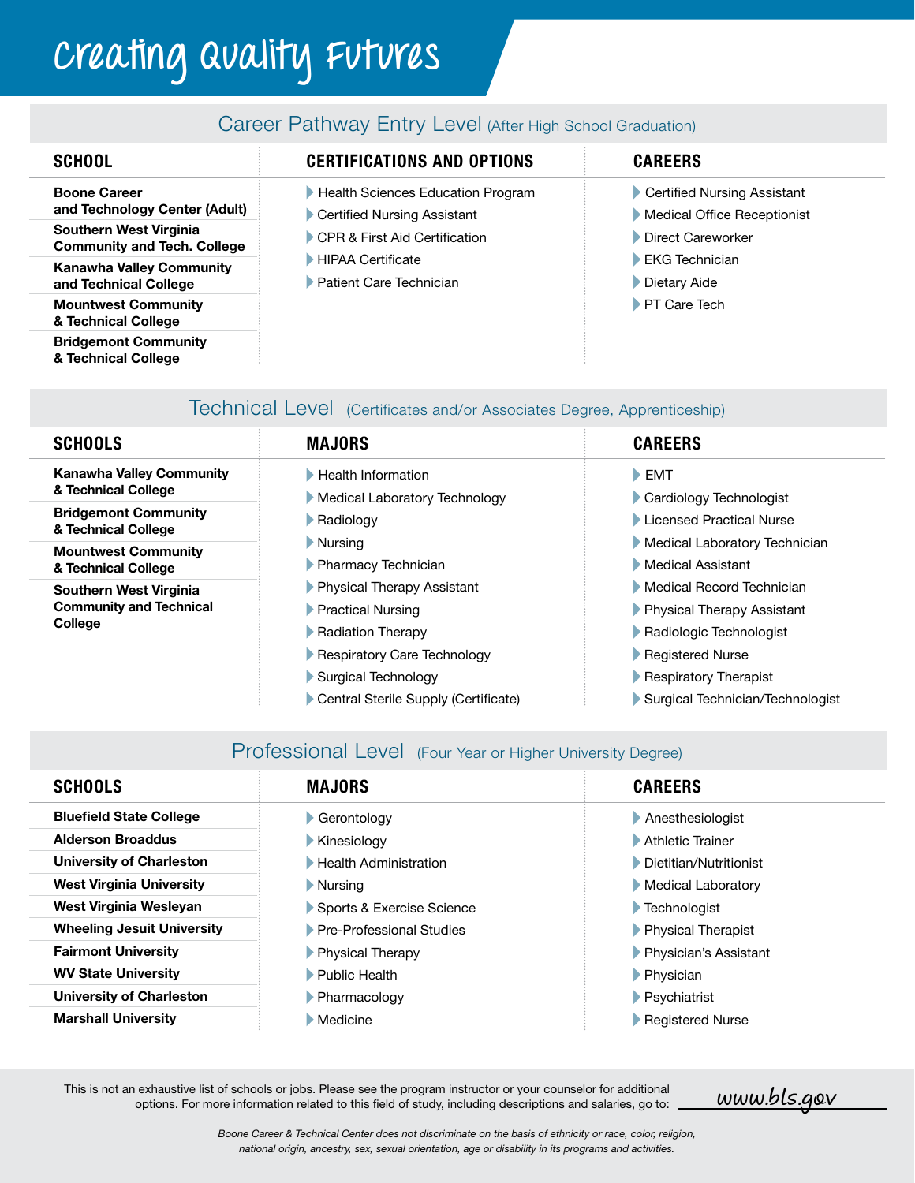# Creating Quality Futures

## Career Pathway Entry Level (After High School Graduation)

| SCHOOL | CERTIFICATIONS AND OPTIONS | CAREERS |
|---|---|---|
| **Boone Career and Technology Center (Adult)** | Health Sciences Education Program | Certified Nursing Assistant |
| **Southern West Virginia Community and Tech. College** | Certified Nursing Assistant | Medical Office Receptionist |
| **Kanawha Valley Community and Technical College** | CPR & First Aid Certification | Direct Careworker |
| **Mountwest Community & Technical College** | HIPAA Certificate | EKG Technician |
| **Bridgemont Community & Technical College** | Patient Care Technician | Dietary Aide |
| | | PT Care Tech |

## Technical Level (Certificates and/or Associates Degree, Apprenticeship)

| SCHOOLS | MAJORS | CAREERS |
|---|---|---|
| **Kanawha Valley Community & Technical College** | Health Information | EMT |
| **Bridgemont Community & Technical College** | Medical Laboratory Technology | Cardiology Technologist |
| **Mountwest Community & Technical College** | Radiology | Licensed Practical Nurse |
| **Southern West Virginia Community and Technical College** | Nursing | Medical Laboratory Technician |
| | Pharmacy Technician | Medical Assistant |
| | Physical Therapy Assistant | Medical Record Technician |
| | Practical Nursing | Physical Therapy Assistant |
| | Radiation Therapy | Radiologic Technologist |
| | Respiratory Care Technology | Registered Nurse |
| | Surgical Technology | Respiratory Therapist |
| | Central Sterile Supply (Certificate) | Surgical Technician/Technologist |

## Professional Level (Four Year or Higher University Degree)

| SCHOOLS | MAJORS | CAREERS |
|---|---|---|
| **Bluefield State College** | Gerontology | Anesthesiologist |
| **Alderson Broaddus** | Kinesiology | Athletic Trainer |
| **University of Charleston** | Health Administration | Dietitian/Nutritionist |
| **West Virginia University** | Nursing | Medical Laboratory |
| **West Virginia Wesleyan** | Sports & Exercise Science | Technologist |
| **Wheeling Jesuit University** | Pre-Professional Studies | Physical Therapist |
| **Fairmont University** | Physical Therapy | Physician's Assistant |
| **WV State University** | Public Health | Physician |
| **University of Charleston** | Pharmacology | Psychiatrist |
| **Marshall University** | Medicine | Registered Nurse |

This is not an exhaustive list of schools or jobs. Please see the program instructor or your counselor for additional options. For more information related to this field of study, including descriptions and salaries, go to: www.bls.gov

*Boone Career & Technical Center does not discriminate on the basis of ethnicity or race, color, religion, national origin, ancestry, sex, sexual orientation, age or disability in its programs and activities.*